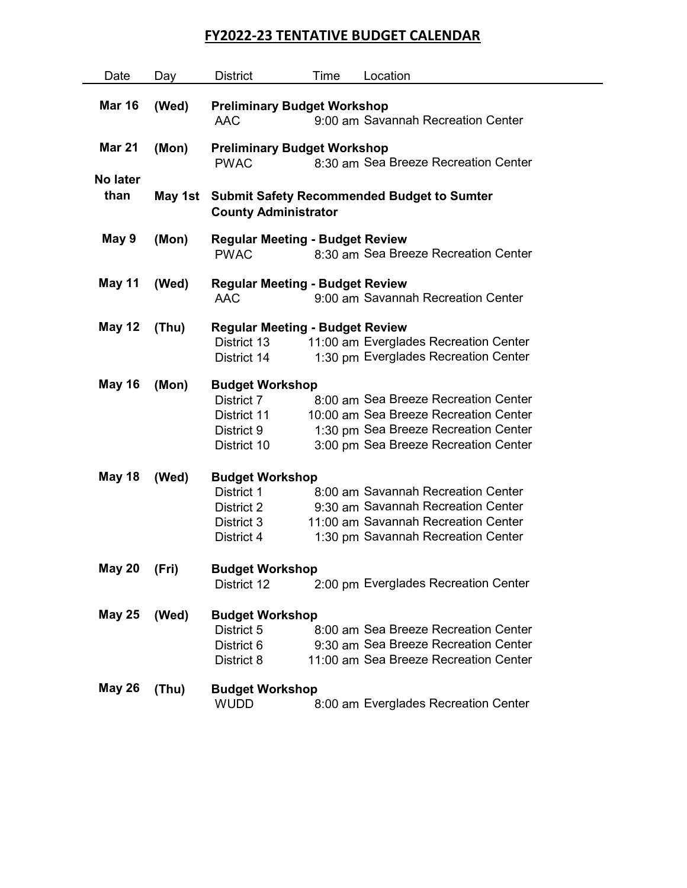# FY2022-23 TENTATIVE BUDGET CALENDAR

| Date | Day | District | Time | Location |
|---|---|---|---|---|
| **Mar 16** | **(Wed)** | **Preliminary Budget Workshop** | | |
| | | AAC | 9:00 am | Savannah Recreation Center |
| **Mar 21** | **(Mon)** | **Preliminary Budget Workshop** | | |
| | | PWAC | 8:30 am | Sea Breeze Recreation Center |
| **No later than** | **May 1st** | **Submit Safety Recommended Budget to Sumter County Administrator** | | |
| **May 9** | **(Mon)** | **Regular Meeting - Budget Review** | | |
| | | PWAC | 8:30 am | Sea Breeze Recreation Center |
| **May 11** | **(Wed)** | **Regular Meeting - Budget Review** | | |
| | | AAC | 9:00 am | Savannah Recreation Center |
| **May 12** | **(Thu)** | **Regular Meeting - Budget Review** | | |
| | | District 13 | 11:00 am | Everglades Recreation Center |
| | | District 14 | 1:30 pm | Everglades Recreation Center |
| **May 16** | **(Mon)** | **Budget Workshop** | | |
| | | District 7 | 8:00 am | Sea Breeze Recreation Center |
| | | District 11 | 10:00 am | Sea Breeze Recreation Center |
| | | District 9 | 1:30 pm | Sea Breeze Recreation Center |
| | | District 10 | 3:00 pm | Sea Breeze Recreation Center |
| **May 18** | **(Wed)** | **Budget Workshop** | | |
| | | District 1 | 8:00 am | Savannah Recreation Center |
| | | District 2 | 9:30 am | Savannah Recreation Center |
| | | District 3 | 11:00 am | Savannah Recreation Center |
| | | District 4 | 1:30 pm | Savannah Recreation Center |
| **May 20** | **(Fri)** | **Budget Workshop** | | |
| | | District 12 | 2:00 pm | Everglades Recreation Center |
| **May 25** | **(Wed)** | **Budget Workshop** | | |
| | | District 5 | 8:00 am | Sea Breeze Recreation Center |
| | | District 6 | 9:30 am | Sea Breeze Recreation Center |
| | | District 8 | 11:00 am | Sea Breeze Recreation Center |
| **May 26** | **(Thu)** | **Budget Workshop** | | |
| | | WUDD | 8:00 am | Everglades Recreation Center |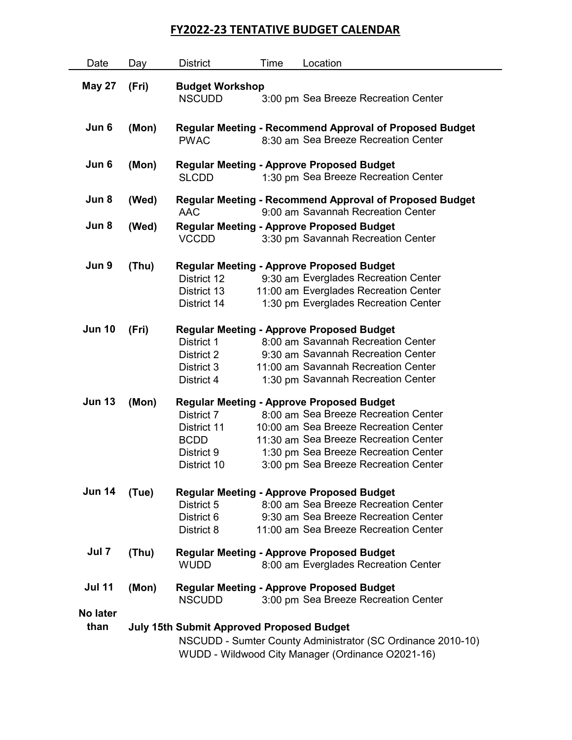# FY2022-23 TENTATIVE BUDGET CALENDAR

| Date | Day | District | Time | Location |
|---|---|---|---|---|
| **May 27** | **(Fri)** | **Budget Workshop** | | |
| | | NSCUDD | 3:00 pm | Sea Breeze Recreation Center |
| **Jun 6** | **(Mon)** | **Regular Meeting - Recommend Approval of Proposed Budget** | | |
| | | PWAC | 8:30 am | Sea Breeze Recreation Center |
| **Jun 6** | **(Mon)** | **Regular Meeting - Approve Proposed Budget** | | |
| | | SLCDD | 1:30 pm | Sea Breeze Recreation Center |
| **Jun 8** | **(Wed)** | **Regular Meeting - Recommend Approval of Proposed Budget** | | |
| | | AAC | 9:00 am | Savannah Recreation Center |
| **Jun 8** | **(Wed)** | **Regular Meeting - Approve Proposed Budget** | | |
| | | VCCDD | 3:30 pm | Savannah Recreation Center |
| **Jun 9** | **(Thu)** | **Regular Meeting - Approve Proposed Budget** | | |
| | | District 12 | 9:30 am | Everglades Recreation Center |
| | | District 13 | 11:00 am | Everglades Recreation Center |
| | | District 14 | 1:30 pm | Everglades Recreation Center |
| **Jun 10** | **(Fri)** | **Regular Meeting - Approve Proposed Budget** | | |
| | | District 1 | 8:00 am | Savannah Recreation Center |
| | | District 2 | 9:30 am | Savannah Recreation Center |
| | | District 3 | 11:00 am | Savannah Recreation Center |
| | | District 4 | 1:30 pm | Savannah Recreation Center |
| **Jun 13** | **(Mon)** | **Regular Meeting - Approve Proposed Budget** | | |
| | | District 7 | 8:00 am | Sea Breeze Recreation Center |
| | | District 11 | 10:00 am | Sea Breeze Recreation Center |
| | | BCDD | 11:30 am | Sea Breeze Recreation Center |
| | | District 9 | 1:30 pm | Sea Breeze Recreation Center |
| | | District 10 | 3:00 pm | Sea Breeze Recreation Center |
| **Jun 14** | **(Tue)** | **Regular Meeting - Approve Proposed Budget** | | |
| | | District 5 | 8:00 am | Sea Breeze Recreation Center |
| | | District 6 | 9:30 am | Sea Breeze Recreation Center |
| | | District 8 | 11:00 am | Sea Breeze Recreation Center |
| **Jul 7** | **(Thu)** | **Regular Meeting - Approve Proposed Budget** | | |
| | | WUDD | 8:00 am | Everglades Recreation Center |
| **Jul 11** | **(Mon)** | **Regular Meeting - Approve Proposed Budget** | | |
| | | NSCUDD | 3:00 pm | Sea Breeze Recreation Center |
| **No later than** | **July 15th** | **Submit Approved Proposed Budget** | | |
| | | NSCUDD - Sumter County Administrator (SC Ordinance 2010-10) | | |
| | | WUDD - Wildwood City Manager (Ordinance O2021-16) | | |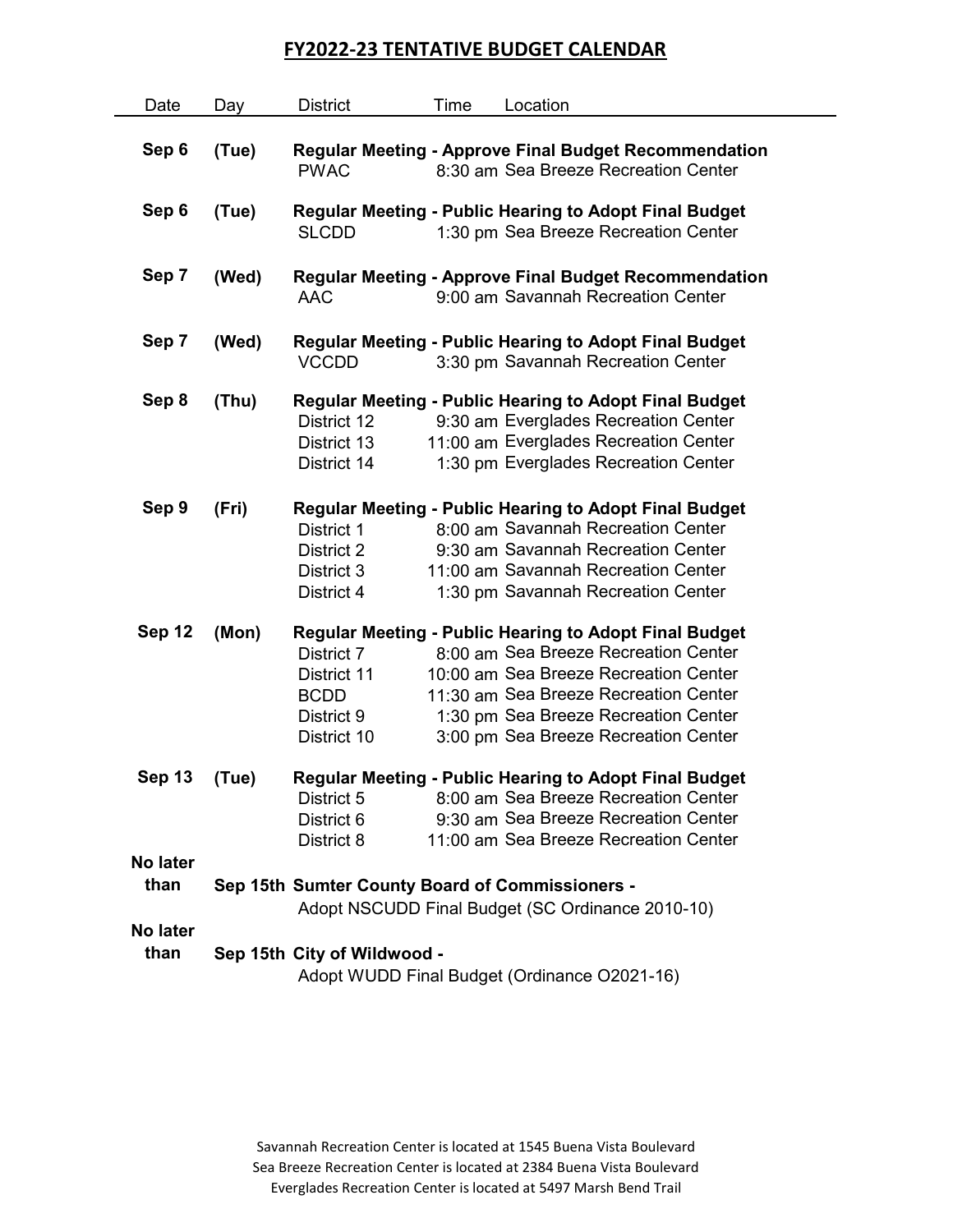# FY2022-23 TENTATIVE BUDGET CALENDAR

| Date | Day | District | Time | Location |
|---|---|---|---|---|
| **Sep 6** | **(Tue)** | **Regular Meeting - Approve Final Budget Recommendation** | | |
| | | PWAC | 8:30 am | Sea Breeze Recreation Center |
| **Sep 6** | **(Tue)** | **Regular Meeting - Public Hearing to Adopt Final Budget** | | |
| | | SLCDD | 1:30 pm | Sea Breeze Recreation Center |
| **Sep 7** | **(Wed)** | **Regular Meeting - Approve Final Budget Recommendation** | | |
| | | AAC | 9:00 am | Savannah Recreation Center |
| **Sep 7** | **(Wed)** | **Regular Meeting - Public Hearing to Adopt Final Budget** | | |
| | | VCCDD | 3:30 pm | Savannah Recreation Center |
| **Sep 8** | **(Thu)** | **Regular Meeting - Public Hearing to Adopt Final Budget** | | |
| | | District 12 | 9:30 am | Everglades Recreation Center |
| | | District 13 | 11:00 am | Everglades Recreation Center |
| | | District 14 | 1:30 pm | Everglades Recreation Center |
| **Sep 9** | **(Fri)** | **Regular Meeting - Public Hearing to Adopt Final Budget** | | |
| | | District 1 | 8:00 am | Savannah Recreation Center |
| | | District 2 | 9:30 am | Savannah Recreation Center |
| | | District 3 | 11:00 am | Savannah Recreation Center |
| | | District 4 | 1:30 pm | Savannah Recreation Center |
| **Sep 12** | **(Mon)** | **Regular Meeting - Public Hearing to Adopt Final Budget** | | |
| | | District 7 | 8:00 am | Sea Breeze Recreation Center |
| | | District 11 | 10:00 am | Sea Breeze Recreation Center |
| | | BCDD | 11:30 am | Sea Breeze Recreation Center |
| | | District 9 | 1:30 pm | Sea Breeze Recreation Center |
| | | District 10 | 3:00 pm | Sea Breeze Recreation Center |
| **Sep 13** | **(Tue)** | **Regular Meeting - Public Hearing to Adopt Final Budget** | | |
| | | District 5 | 8:00 am | Sea Breeze Recreation Center |
| | | District 6 | 9:30 am | Sea Breeze Recreation Center |
| | | District 8 | 11:00 am | Sea Breeze Recreation Center |
| **No later than** | **Sep 15th** | **Sumter County Board of Commissioners -** | | |
| | | Adopt NSCUDD Final Budget (SC Ordinance 2010-10) | | |
| **No later than** | **Sep 15th** | **City of Wildwood -** | | |
| | | Adopt WUDD Final Budget (Ordinance O2021-16) | | |

Savannah Recreation Center is located at 1545 Buena Vista Boulevard
Sea Breeze Recreation Center is located at 2384 Buena Vista Boulevard
Everglades Recreation Center is located at 5497 Marsh Bend Trail